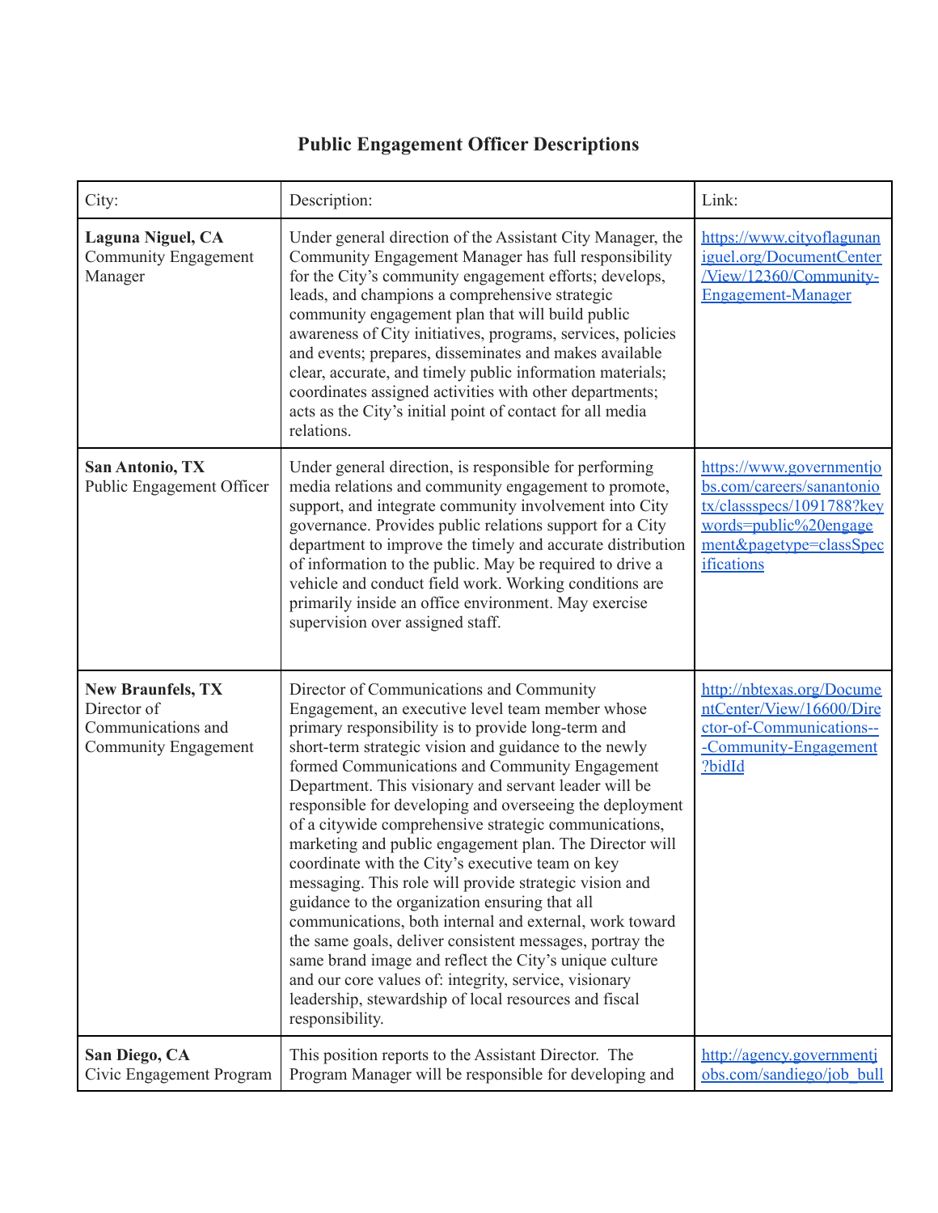# Public Engagement Officer Descriptions

| City: | Description: | Link: |
|---|---|---|
| **Laguna Niguel, CA** Community Engagement Manager | Under general direction of the Assistant City Manager, the Community Engagement Manager has full responsibility for the City's community engagement efforts; develops, leads, and champions a comprehensive strategic community engagement plan that will build public awareness of City initiatives, programs, services, policies and events; prepares, disseminates and makes available clear, accurate, and timely public information materials; coordinates assigned activities with other departments; acts as the City's initial point of contact for all media relations. | https://www.cityoflagunaniguel.org/DocumentCenter/View/12360/Community-Engagement-Manager |
| **San Antonio, TX** Public Engagement Officer | Under general direction, is responsible for performing media relations and community engagement to promote, support, and integrate community involvement into City governance. Provides public relations support for a City department to improve the timely and accurate distribution of information to the public. May be required to drive a vehicle and conduct field work. Working conditions are primarily inside an office environment. May exercise supervision over assigned staff. | https://www.governmentjobs.com/careers/sanantoniotx/classspecs/1091788?keywords=public%20engagement&pagetype=classSpecifications |
| **New Braunfels, TX** Director of Communications and Community Engagement | Director of Communications and Community Engagement, an executive level team member whose primary responsibility is to provide long-term and short-term strategic vision and guidance to the newly formed Communications and Community Engagement Department. This visionary and servant leader will be responsible for developing and overseeing the deployment of a citywide comprehensive strategic communications, marketing and public engagement plan. The Director will coordinate with the City's executive team on key messaging. This role will provide strategic vision and guidance to the organization ensuring that all communications, both internal and external, work toward the same goals, deliver consistent messages, portray the same brand image and reflect the City's unique culture and our core values of: integrity, service, visionary leadership, stewardship of local resources and fiscal responsibility. | http://nbtexas.org/DocumentCenter/View/16600/Director-of-Communications---Community-Engagement?bidId |
| **San Diego, CA** Civic Engagement Program | This position reports to the Assistant Director. The Program Manager will be responsible for developing and | http://agency.governmentjobs.com/sandiego/job_bull |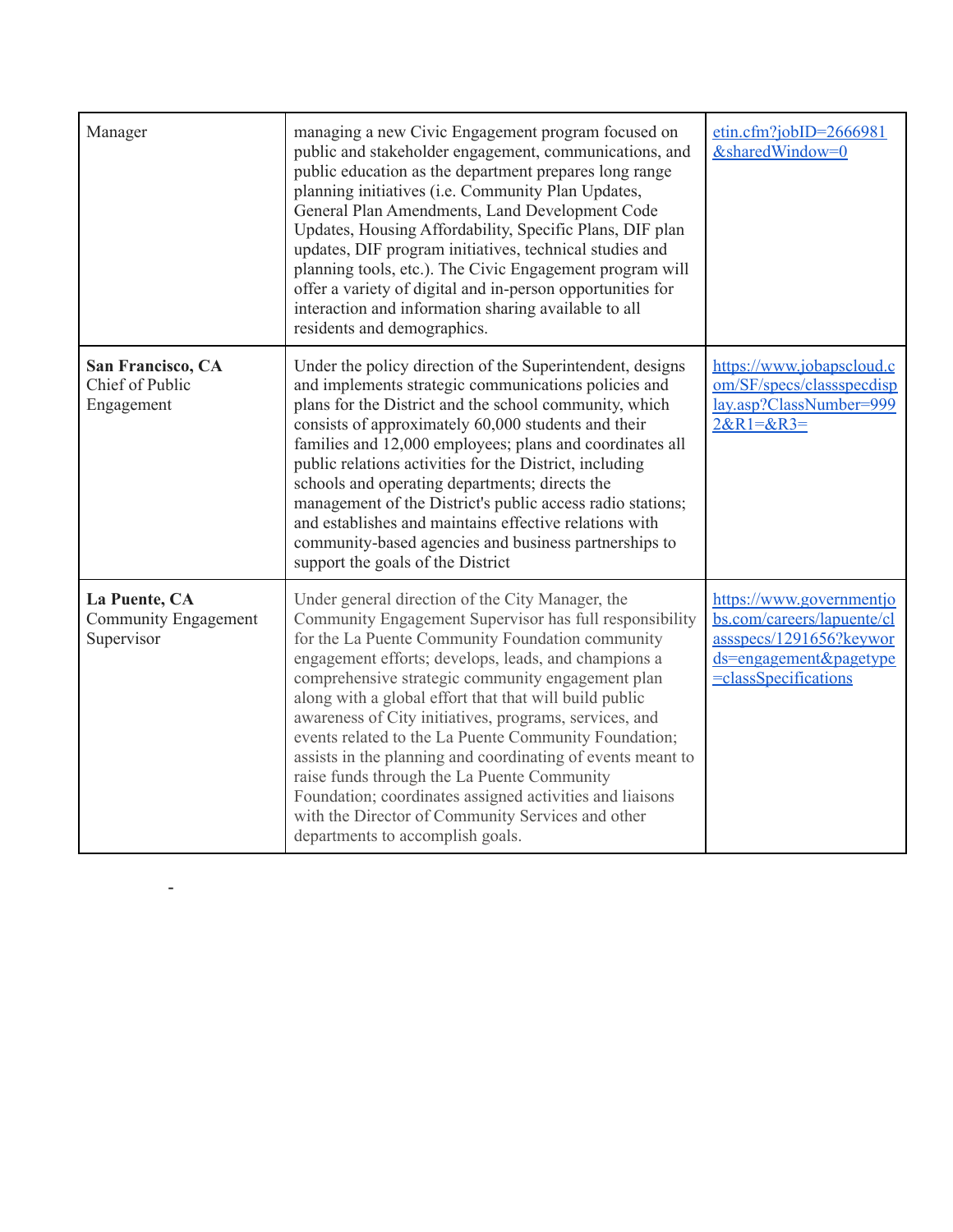| | | |
|---|---|---|
| Manager | managing a new Civic Engagement program focused on public and stakeholder engagement, communications, and public education as the department prepares long range planning initiatives (i.e. Community Plan Updates, General Plan Amendments, Land Development Code Updates, Housing Affordability, Specific Plans, DIF plan updates, DIF program initiatives, technical studies and planning tools, etc.). The Civic Engagement program will offer a variety of digital and in-person opportunities for interaction and information sharing available to all residents and demographics. | etin.cfm?jobID=2666981&sharedWindow=0 |
| **San Francisco, CA** Chief of Public Engagement | Under the policy direction of the Superintendent, designs and implements strategic communications policies and plans for the District and the school community, which consists of approximately 60,000 students and their families and 12,000 employees; plans and coordinates all public relations activities for the District, including schools and operating departments; directs the management of the District's public access radio stations; and establishes and maintains effective relations with community-based agencies and business partnerships to support the goals of the District | https://www.jobapscloud.com/SF/specs/classspecdisplay.asp?ClassNumber=9992&R1=&R3= |
| **La Puente, CA** Community Engagement Supervisor | Under general direction of the City Manager, the Community Engagement Supervisor has full responsibility for the La Puente Community Foundation community engagement efforts; develops, leads, and champions a comprehensive strategic community engagement plan along with a global effort that that will build public awareness of City initiatives, programs, services, and events related to the La Puente Community Foundation; assists in the planning and coordinating of events meant to raise funds through the La Puente Community Foundation; coordinates assigned activities and liaisons with the Director of Community Services and other departments to accomplish goals. | https://www.governmentjobs.com/careers/lapuente/classspecs/1291656?keywords=engagement&pagetype=classSpecifications |

-